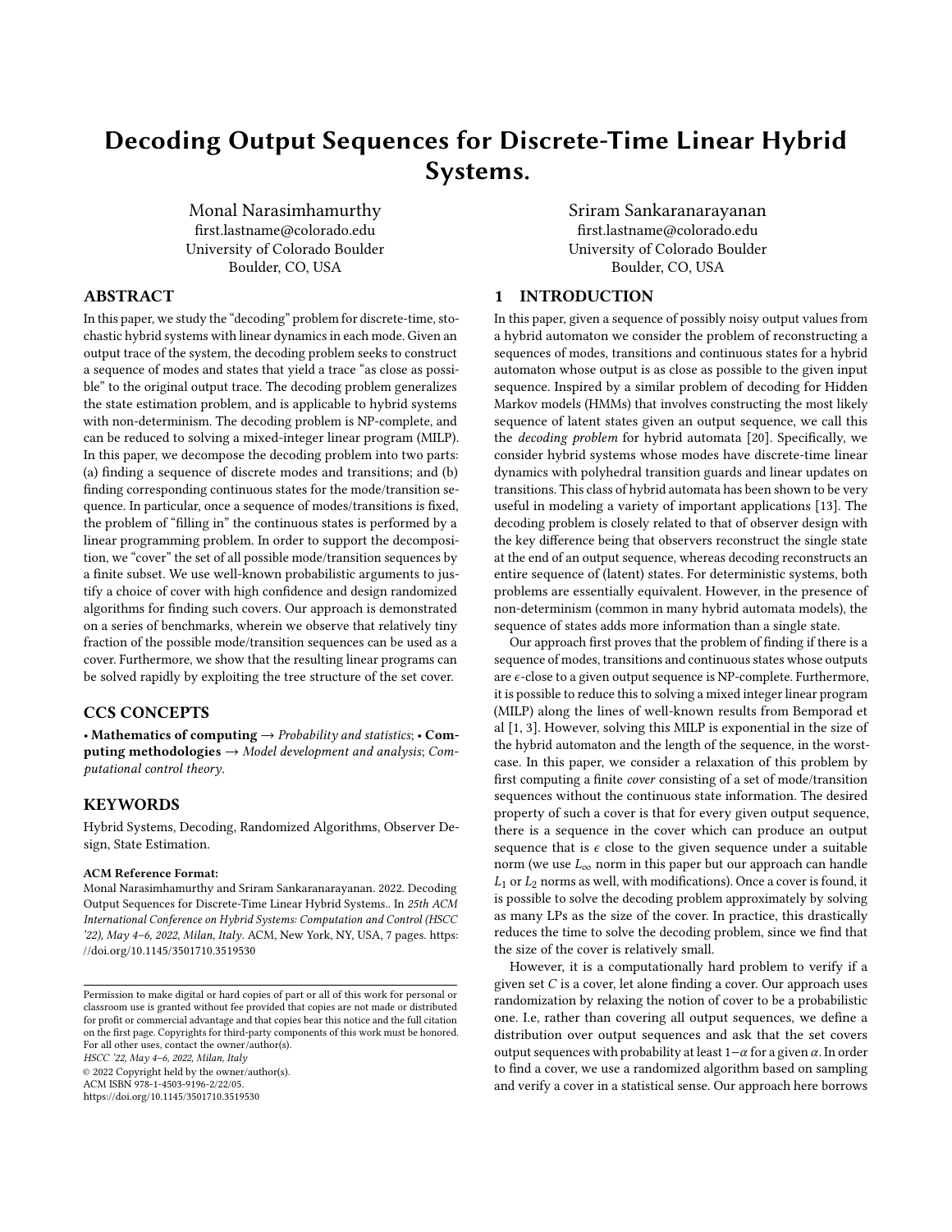# Decoding Output Sequences for Discrete-Time Linear Hybrid Systems.

Monal Narasimhamurthy
first.lastname@colorado.edu
University of Colorado Boulder
Boulder, CO, USA

Sriram Sankaranarayanan
first.lastname@colorado.edu
University of Colorado Boulder
Boulder, CO, USA

## ABSTRACT

In this paper, we study the "decoding" problem for discrete-time, stochastic hybrid systems with linear dynamics in each mode. Given an output trace of the system, the decoding problem seeks to construct a sequence of modes and states that yield a trace "as close as possible" to the original output trace. The decoding problem generalizes the state estimation problem, and is applicable to hybrid systems with non-determinism. The decoding problem is NP-complete, and can be reduced to solving a mixed-integer linear program (MILP). In this paper, we decompose the decoding problem into two parts: (a) finding a sequence of discrete modes and transitions; and (b) finding corresponding continuous states for the mode/transition sequence. In particular, once a sequence of modes/transitions is fixed, the problem of "filling in" the continuous states is performed by a linear programming problem. In order to support the decomposition, we "cover" the set of all possible mode/transition sequences by a finite subset. We use well-known probabilistic arguments to justify a choice of cover with high confidence and design randomized algorithms for finding such covers. Our approach is demonstrated on a series of benchmarks, wherein we observe that relatively tiny fraction of the possible mode/transition sequences can be used as a cover. Furthermore, we show that the resulting linear programs can be solved rapidly by exploiting the tree structure of the set cover.

## CCS CONCEPTS

• **Mathematics of computing** → *Probability and statistics*; • **Computing methodologies** → *Model development and analysis*; *Computational control theory*.

## KEYWORDS

Hybrid Systems, Decoding, Randomized Algorithms, Observer Design, State Estimation.

**ACM Reference Format:**
Monal Narasimhamurthy and Sriram Sankaranarayanan. 2022. Decoding Output Sequences for Discrete-Time Linear Hybrid Systems.. In *25th ACM International Conference on Hybrid Systems: Computation and Control (HSCC '22), May 4–6, 2022, Milan, Italy.* ACM, New York, NY, USA, 7 pages. https://doi.org/10.1145/3501710.3519530

Permission to make digital or hard copies of part or all of this work for personal or classroom use is granted without fee provided that copies are not made or distributed for profit or commercial advantage and that copies bear this notice and the full citation on the first page. Copyrights for third-party components of this work must be honored. For all other uses, contact the owner/author(s).
*HSCC '22, May 4–6, 2022, Milan, Italy*
© 2022 Copyright held by the owner/author(s).
ACM ISBN 978-1-4503-9196-2/22/05.
https://doi.org/10.1145/3501710.3519530

## 1 INTRODUCTION

In this paper, given a sequence of possibly noisy output values from a hybrid automaton we consider the problem of reconstructing a sequences of modes, transitions and continuous states for a hybrid automaton whose output is as close as possible to the given input sequence. Inspired by a similar problem of decoding for Hidden Markov models (HMMs) that involves constructing the most likely sequence of latent states given an output sequence, we call this the *decoding problem* for hybrid automata [20]. Specifically, we consider hybrid systems whose modes have discrete-time linear dynamics with polyhedral transition guards and linear updates on transitions. This class of hybrid automata has been shown to be very useful in modeling a variety of important applications [13]. The decoding problem is closely related to that of observer design with the key difference being that observers reconstruct the single state at the end of an output sequence, whereas decoding reconstructs an entire sequence of (latent) states. For deterministic systems, both problems are essentially equivalent. However, in the presence of non-determinism (common in many hybrid automata models), the sequence of states adds more information than a single state.

Our approach first proves that the problem of finding if there is a sequence of modes, transitions and continuous states whose outputs are $\epsilon$-close to a given output sequence is NP-complete. Furthermore, it is possible to reduce this to solving a mixed integer linear program (MILP) along the lines of well-known results from Bemporad et al [1, 3]. However, solving this MILP is exponential in the size of the hybrid automaton and the length of the sequence, in the worst-case. In this paper, we consider a relaxation of this problem by first computing a finite *cover* consisting of a set of mode/transition sequences without the continuous state information. The desired property of such a cover is that for every given output sequence, there is a sequence in the cover which can produce an output sequence that is $\epsilon$ close to the given sequence under a suitable norm (we use $L_\infty$ norm in this paper but our approach can handle $L_1$ or $L_2$ norms as well, with modifications). Once a cover is found, it is possible to solve the decoding problem approximately by solving as many LPs as the size of the cover. In practice, this drastically reduces the time to solve the decoding problem, since we find that the size of the cover is relatively small.

However, it is a computationally hard problem to verify if a given set $C$ is a cover, let alone finding a cover. Our approach uses randomization by relaxing the notion of cover to be a probabilistic one. I.e, rather than covering all output sequences, we define a distribution over output sequences and ask that the set covers output sequences with probability at least $1-\alpha$ for a given $\alpha$. In order to find a cover, we use a randomized algorithm based on sampling and verify a cover in a statistical sense. Our approach here borrows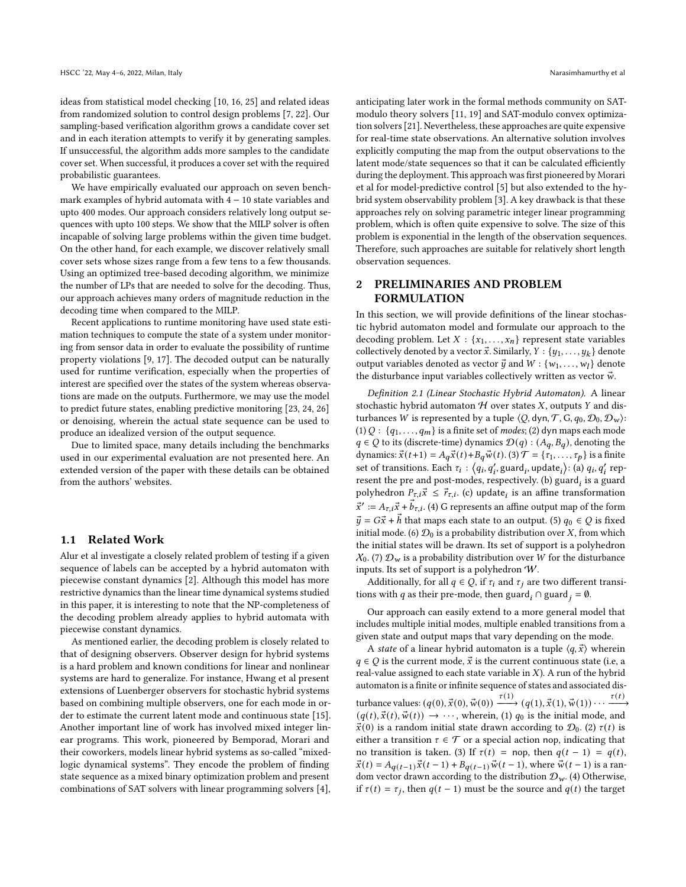ideas from statistical model checking [10, 16, 25] and related ideas from randomized solution to control design problems [7, 22]. Our sampling-based verification algorithm grows a candidate cover set and in each iteration attempts to verify it by generating samples. If unsuccessful, the algorithm adds more samples to the candidate cover set. When successful, it produces a cover set with the required probabilistic guarantees.

We have empirically evaluated our approach on seven benchmark examples of hybrid automata with $4-10$ state variables and upto 400 modes. Our approach considers relatively long output sequences with upto 100 steps. We show that the MILP solver is often incapable of solving large problems within the given time budget. On the other hand, for each example, we discover relatively small cover sets whose sizes range from a few tens to a few thousands. Using an optimized tree-based decoding algorithm, we minimize the number of LPs that are needed to solve for the decoding. Thus, our approach achieves many orders of magnitude reduction in the decoding time when compared to the MILP.

Recent applications to runtime monitoring have used state estimation techniques to compute the state of a system under monitoring from sensor data in order to evaluate the possibility of runtime property violations [9, 17]. The decoded output can be naturally used for runtime verification, especially when the properties of interest are specified over the states of the system whereas observations are made on the outputs. Furthermore, we may use the model to predict future states, enabling predictive monitoring [23, 24, 26] or denoising, wherein the actual state sequence can be used to produce an idealized version of the output sequence.

Due to limited space, many details including the benchmarks used in our experimental evaluation are not presented here. An extended version of the paper with these details can be obtained from the authors' websites.

### 1.1 Related Work

Alur et al investigate a closely related problem of testing if a given sequence of labels can be accepted by a hybrid automaton with piecewise constant dynamics [2]. Although this model has more restrictive dynamics than the linear time dynamical systems studied in this paper, it is interesting to note that the NP-completeness of the decoding problem already applies to hybrid automata with piecewise constant dynamics.

As mentioned earlier, the decoding problem is closely related to that of designing observers. Observer design for hybrid systems is a hard problem and known conditions for linear and nonlinear systems are hard to generalize. For instance, Hwang et al present extensions of Luenberger observers for stochastic hybrid systems based on combining multiple observers, one for each mode in order to estimate the current latent mode and continuous state [15]. Another important line of work has involved mixed integer linear programs. This work, pioneered by Bemporad, Morari and their coworkers, models linear hybrid systems as so-called "mixed-logic dynamical systems". They encode the problem of finding state sequence as a mixed binary optimization problem and present combinations of SAT solvers with linear programming solvers [4], anticipating later work in the formal methods community on SAT-modulo theory solvers [11, 19] and SAT-modulo convex optimization solvers [21]. Nevertheless, these approaches are quite expensive for real-time state observations. An alternative solution involves explicitly computing the map from the output observations to the latent mode/state sequences so that it can be calculated efficiently during the deployment. This approach was first pioneered by Morari et al for model-predictive control [5] but also extended to the hybrid system observability problem [3]. A key drawback is that these approaches rely on solving parametric integer linear programming problem, which is often quite expensive to solve. The size of this problem is exponential in the length of the observation sequences. Therefore, such approaches are suitable for relatively short length observation sequences.

## 2 PRELIMINARIES AND PROBLEM FORMULATION

In this section, we will provide definitions of the linear stochastic hybrid automaton model and formulate our approach to the decoding problem. Let $X : \{x_1, \ldots, x_n\}$ represent state variables collectively denoted by a vector $\vec{x}$. Similarly, $Y : \{y_1, \ldots, y_k\}$ denote output variables denoted as vector $\vec{y}$ and $W : \{w_1, \ldots, w_l\}$ denote the disturbance input variables collectively written as vector $\vec{w}$.

*Definition 2.1 (Linear Stochastic Hybrid Automaton).* A linear stochastic hybrid automaton $\mathcal{H}$ over states $X$, outputs $Y$ and disturbances $W$ is represented by a tuple $\langle Q, \mathsf{dyn}, \mathcal{T}, \mathrm{G}, q_0, \mathcal{D}_0, \mathcal{D}_w \rangle$: (1) $Q : \{q_1, \ldots, q_m\}$ is a finite set of *modes*; (2) dyn maps each mode $q \in Q$ to its (discrete-time) dynamics $\mathcal{D}(q) : (A_q, B_q)$, denoting the dynamics: $\vec{x}(t+1) = A_q\vec{x}(t) + B_q\vec{w}(t)$. (3) $\mathcal{T} = \{\tau_1, \ldots, \tau_p\}$ is a finite set of transitions. Each $\tau_i : \langle q_i, q_i', \mathsf{guard}_i, \mathsf{update}_i \rangle$: (a) $q_i, q_i'$ represent the pre and post-modes, respectively. (b) $\mathsf{guard}_i$ is a guard polyhedron $P_{\tau,i}\vec{x} \leq \vec{r}_{\tau,i}$. (c) $\mathsf{update}_i$ is an affine transformation $\vec{x}' := A_{\tau,i}\vec{x} + \vec{b}_{\tau,i}$. (4) G represents an affine output map of the form $\vec{y} = G\vec{x} + \vec{h}$ that maps each state to an output. (5) $q_0 \in Q$ is fixed initial mode. (6) $\mathcal{D}_0$ is a probability distribution over $X$, from which the initial states will be drawn. Its set of support is a polyhedron $X_0$. (7) $\mathcal{D}_w$ is a probability distribution over $W$ for the disturbance inputs. Its set of support is a polyhedron $\mathcal{W}$.

Additionally, for all $q \in Q$, if $\tau_i$ and $\tau_j$ are two different transitions with $q$ as their pre-mode, then $\mathsf{guard}_i \cap \mathsf{guard}_j = \emptyset$.

Our approach can easily extend to a more general model that includes multiple initial modes, multiple enabled transitions from a given state and output maps that vary depending on the mode.

A *state* of a linear hybrid automaton is a tuple $\langle q, \vec{x} \rangle$ wherein $q \in Q$ is the current mode, $\vec{x}$ is the current continuous state (i.e, a real-value assigned to each state variable in $X$). A run of the hybrid automaton is a finite or infinite sequence of states and associated disturbance values: $(q(0), \vec{x}(0), \vec{w}(0)) \xrightarrow{\tau(1)} (q(1), \vec{x}(1), \vec{w}(1)) \cdots \xrightarrow{\tau(t)} (q(t), \vec{x}(t), \vec{w}(t)) \to \cdots$, wherein, (1) $q_0$ is the initial mode, and $\vec{x}(0)$ is a random initial state drawn according to $\mathcal{D}_0$. (2) $\tau(t)$ is either a transition $\tau \in \mathcal{T}$ or a special action nop, indicating that no transition is taken. (3) If $\tau(t) = \mathsf{nop}$, then $q(t-1) = q(t)$, $\vec{x}(t) = A_{q(t-1)}\vec{x}(t-1) + B_{q(t-1)}\vec{w}(t-1)$, where $\vec{w}(t-1)$ is a random vector drawn according to the distribution $\mathcal{D}_w$. (4) Otherwise, if $\tau(t) = \tau_j$, then $q(t-1)$ must be the source and $q(t)$ the target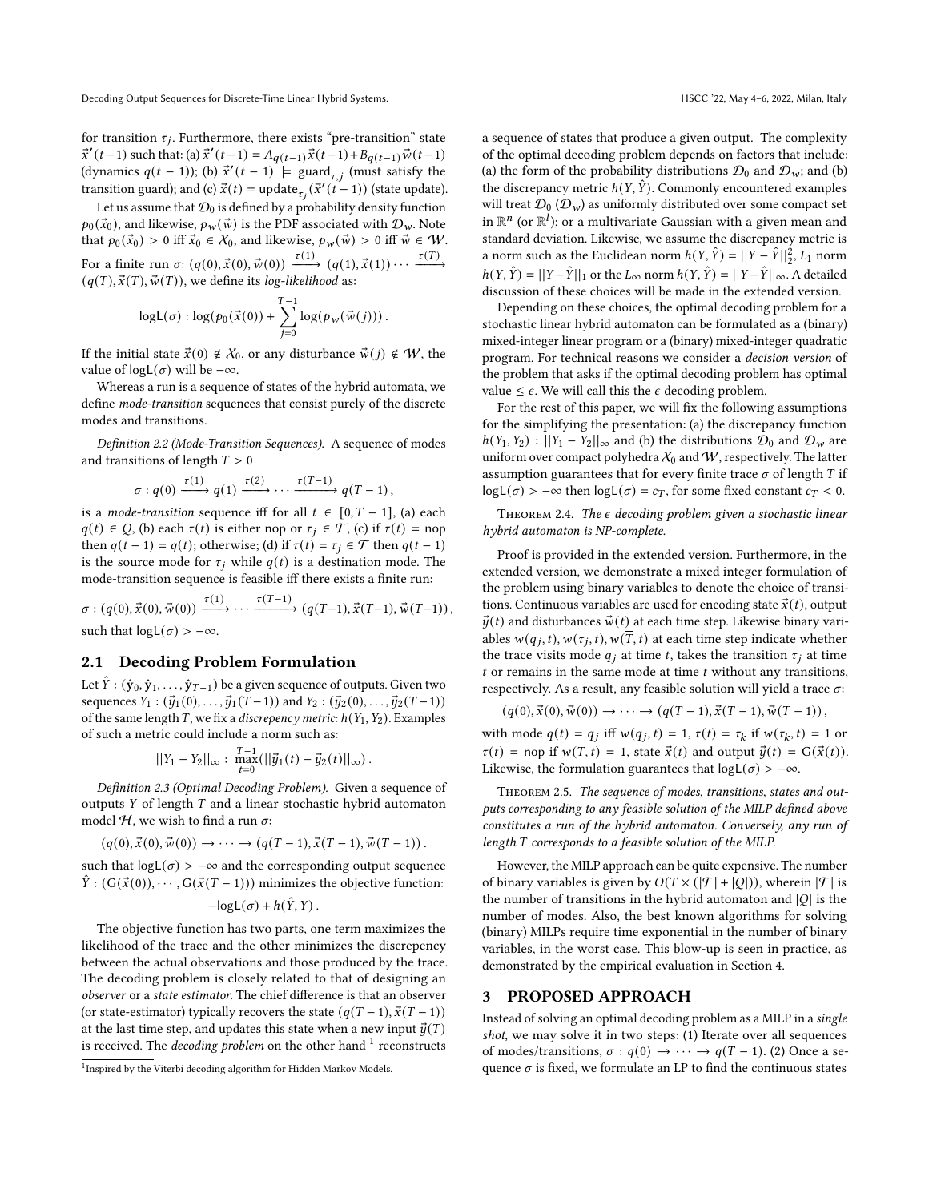for transition $\tau_j$. Furthermore, there exists "pre-transition" state $\vec{x}'(t-1)$ such that: (a) $\vec{x}'(t-1) = A_{q(t-1)}\vec{x}(t-1) + B_{q(t-1)}\vec{w}(t-1)$ (dynamics $q(t-1)$); (b) $\vec{x}'(t-1) \models \text{guard}_{\tau,j}$ (must satisfy the transition guard); and (c) $\vec{x}(t) = \text{update}_{\tau_j}(\vec{x}'(t-1))$ (state update).

Let us assume that $\mathcal{D}_0$ is defined by a probability density function $p_0(\vec{x}_0)$, and likewise, $p_w(\vec{w})$ is the PDF associated with $\mathcal{D}_w$. Note that $p_0(\vec{x}_0) > 0$ iff $\vec{x}_0 \in \mathcal{X}_0$, and likewise, $p_w(\vec{w}) > 0$ iff $\vec{w} \in \mathcal{W}$. For a finite run $\sigma$: $(q(0), \vec{x}(0), \vec{w}(0)) \xrightarrow{\tau(1)} (q(1), \vec{x}(1)) \cdots \xrightarrow{\tau(T)} (q(T), \vec{x}(T), \vec{w}(T))$, we define its *log-likelihood* as:

$$\mathsf{logL}(\sigma) : \log(p_0(\vec{x}(0)) + \sum_{j=0}^{T-1} \log(p_w(\vec{w}(j)))\,.$$

If the initial state $\vec{x}(0) \notin \mathcal{X}_0$, or any disturbance $\vec{w}(j) \notin \mathcal{W}$, the value of $\mathsf{logL}(\sigma)$ will be $-\infty$.

Whereas a run is a sequence of states of the hybrid automata, we define *mode-transition* sequences that consist purely of the discrete modes and transitions.

*Definition 2.2 (Mode-Transition Sequences).* A sequence of modes and transitions of length $T > 0$

$$\sigma : q(0) \xrightarrow{\tau(1)} q(1) \xrightarrow{\tau(2)} \cdots \xrightarrow{\tau(T-1)} q(T-1)\,,$$

is a *mode-transition* sequence iff for all $t \in [0, T-1]$, (a) each $q(t) \in Q$, (b) each $\tau(t)$ is either nop or $\tau_j \in \mathcal{T}$, (c) if $\tau(t) = \text{nop}$ then $q(t-1) = q(t)$; otherwise; (d) if $\tau(t) = \tau_j \in \mathcal{T}$ then $q(t-1)$ is the source mode for $\tau_j$ while $q(t)$ is a destination mode. The mode-transition sequence is feasible iff there exists a finite run:

$$\sigma : (q(0), \vec{x}(0), \vec{w}(0)) \xrightarrow{\tau(1)} \cdots \xrightarrow{\tau(T-1)} (q(T-1), \vec{x}(T-1), \vec{w}(T-1))\,,$$

such that $\mathsf{logL}(\sigma) > -\infty$.

## 2.1 Decoding Problem Formulation

Let $\hat{Y} : (\hat{\mathbf{y}}_0, \hat{\mathbf{y}}_1, \ldots, \hat{\mathbf{y}}_{T-1})$ be a given sequence of outputs. Given two sequences $Y_1 : (\vec{y}_1(0), \ldots, \vec{y}_1(T-1))$ and $Y_2 : (\vec{y}_2(0), \ldots, \vec{y}_2(T-1))$ of the same length $T$, we fix a *discrepency metric*: $h(Y_1, Y_2)$. Examples of such a metric could include a norm such as:

$$||Y_1 - Y_2||_\infty : \max_{t=0}^{T-1}(||\vec{y}_1(t) - \vec{y}_2(t)||_\infty)\,.$$

*Definition 2.3 (Optimal Decoding Problem).* Given a sequence of outputs $Y$ of length $T$ and a linear stochastic hybrid automaton model $\mathcal{H}$, we wish to find a run $\sigma$:

$$(q(0), \vec{x}(0), \vec{w}(0)) \to \cdots \to (q(T-1), \vec{x}(T-1), \vec{w}(T-1))\,.$$

such that $\mathsf{logL}(\sigma) > -\infty$ and the corresponding output sequence $\hat{Y} : (\mathsf{G}(\vec{x}(0)), \cdots, \mathsf{G}(\vec{x}(T-1)))$ minimizes the objective function:

$$-\mathsf{logL}(\sigma) + h(\hat{Y}, Y)\,.$$

The objective function has two parts, one term maximizes the likelihood of the trace and the other minimizes the discrepency between the actual observations and those produced by the trace. The decoding problem is closely related to that of designing an *observer* or a *state estimator*. The chief difference is that an observer (or state-estimator) typically recovers the state $(q(T-1), \vec{x}(T-1))$ at the last time step, and updates this state when a new input $\vec{y}(T)$ is received. The *decoding problem* on the other hand [1] reconstructs a sequence of states that produce a given output. The complexity of the optimal decoding problem depends on factors that include: (a) the form of the probability distributions $\mathcal{D}_0$ and $\mathcal{D}_w$; and (b) the discrepancy metric $h(Y, \hat{Y})$. Commonly encountered examples will treat $\mathcal{D}_0$ ($\mathcal{D}_w$) as uniformly distributed over some compact set in $\mathbb{R}^n$ (or $\mathbb{R}^l$); or a multivariate Gaussian with a given mean and standard deviation. Likewise, we assume the discrepancy metric is a norm such as the Euclidean norm $h(Y, \hat{Y}) = ||Y - \hat{Y}||_2^2$, $L_1$ norm $h(Y, \hat{Y}) = ||Y - \hat{Y}||_1$ or the $L_\infty$ norm $h(Y, \hat{Y}) = ||Y - \hat{Y}||_\infty$. A detailed discussion of these choices will be made in the extended version.

[1] Inspired by the Viterbi decoding algorithm for Hidden Markov Models.

Depending on these choices, the optimal decoding problem for a stochastic linear hybrid automaton can be formulated as a (binary) mixed-integer linear program or a (binary) mixed-integer quadratic program. For technical reasons we consider a *decision version* of the problem that asks if the optimal decoding problem has optimal value $\leq \epsilon$. We will call this the $\epsilon$ decoding problem.

For the rest of this paper, we will fix the following assumptions for the simplifying the presentation: (a) the discrepancy function $h(Y_1, Y_2) : ||Y_1 - Y_2||_\infty$ and (b) the distributions $\mathcal{D}_0$ and $\mathcal{D}_w$ are uniform over compact polyhedra $\mathcal{X}_0$ and $\mathcal{W}$, respectively. The latter assumption guarantees that for every finite trace $\sigma$ of length $T$ if $\mathsf{logL}(\sigma) > -\infty$ then $\mathsf{logL}(\sigma) = c_T$, for some fixed constant $c_T < 0$.

**Theorem 2.4.** *The $\epsilon$ decoding problem given a stochastic linear hybrid automaton is NP-complete.*

Proof is provided in the extended version. Furthermore, in the extended version, we demonstrate a mixed integer formulation of the problem using binary variables to denote the choice of transitions. Continuous variables are used for encoding state $\vec{x}(t)$, output $\vec{y}(t)$ and disturbances $\vec{w}(t)$ at each time step. Likewise binary variables $w(q_j, t), w(\tau_j, t), w(\overline{T}, t)$ at each time step indicate whether the trace visits mode $q_j$ at time $t$, takes the transition $\tau_j$ at time $t$ or remains in the same mode at time $t$ without any transitions, respectively. As a result, any feasible solution will yield a trace $\sigma$:

$$(q(0), \vec{x}(0), \vec{w}(0)) \to \cdots \to (q(T-1), \vec{x}(T-1), \vec{w}(T-1))\,,$$

with mode $q(t) = q_j$ iff $w(q_j, t) = 1$, $\tau(t) = \tau_k$ if $w(\tau_k, t) = 1$ or $\tau(t) = \text{nop}$ if $w(\overline{T}, t) = 1$, state $\vec{x}(t)$ and output $\vec{y}(t) = \mathsf{G}(\vec{x}(t))$. Likewise, the formulation guarantees that $\mathsf{logL}(\sigma) > -\infty$.

**Theorem 2.5.** *The sequence of modes, transitions, states and outputs corresponding to any feasible solution of the MILP defined above constitutes a run of the hybrid automaton. Conversely, any run of length $T$ corresponds to a feasible solution of the MILP.*

However, the MILP approach can be quite expensive. The number of binary variables is given by $O(T \times (|\mathcal{T}| + |Q|))$, wherein $|\mathcal{T}|$ is the number of transitions in the hybrid automaton and $|Q|$ is the number of modes. Also, the best known algorithms for solving (binary) MILPs require time exponential in the number of binary variables, in the worst case. This blow-up is seen in practice, as demonstrated by the empirical evaluation in Section 4.

# 3 PROPOSED APPROACH

Instead of solving an optimal decoding problem as a MILP in a *single shot*, we may solve it in two steps: (1) Iterate over all sequences of modes/transitions, $\sigma : q(0) \to \cdots \to q(T-1)$. (2) Once a sequence $\sigma$ is fixed, we formulate an LP to find the continuous states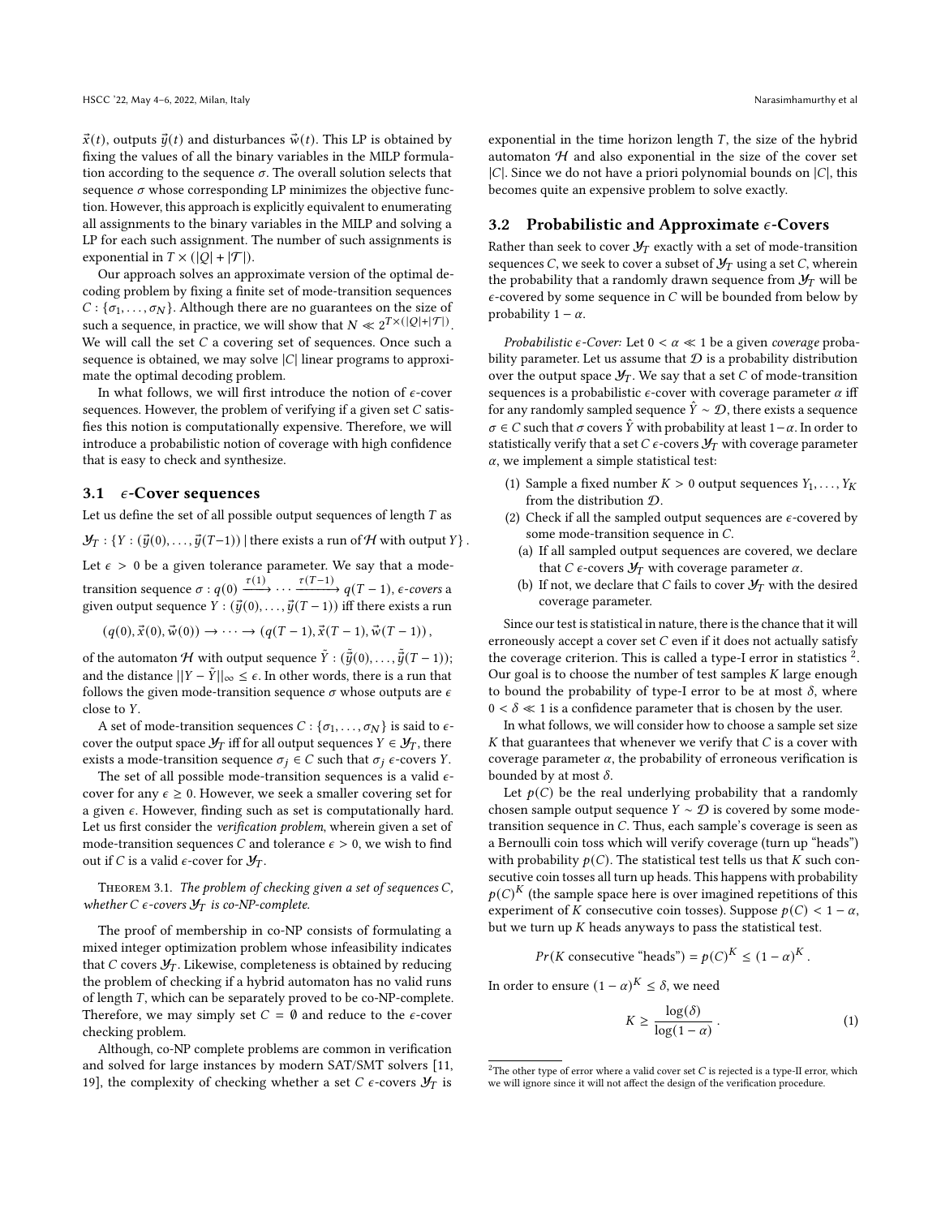$\vec{x}(t)$, outputs $\vec{y}(t)$ and disturbances $\vec{w}(t)$. This LP is obtained by fixing the values of all the binary variables in the MILP formulation according to the sequence $\sigma$. The overall solution selects that sequence $\sigma$ whose corresponding LP minimizes the objective function. However, this approach is explicitly equivalent to enumerating all assignments to the binary variables in the MILP and solving a LP for each such assignment. The number of such assignments is exponential in $T \times (|Q| + |\mathcal{T}|)$.

Our approach solves an approximate version of the optimal decoding problem by fixing a finite set of mode-transition sequences $C : \{\sigma_1, \ldots, \sigma_N\}$. Although there are no guarantees on the size of such a sequence, in practice, we will show that $N \ll 2^{T \times (|Q| + |\mathcal{T}|)}$. We will call the set $C$ a covering set of sequences. Once such a sequence is obtained, we may solve $|C|$ linear programs to approximate the optimal decoding problem.

In what follows, we will first introduce the notion of $\epsilon$-cover sequences. However, the problem of verifying if a given set $C$ satisfies this notion is computationally expensive. Therefore, we will introduce a probabilistic notion of coverage with high confidence that is easy to check and synthesize.

## 3.1 $\epsilon$-Cover sequences

Let us define the set of all possible output sequences of length $T$ as

$\mathcal{Y}_T : \{Y : (\vec{y}(0), \ldots, \vec{y}(T-1)) \mid \text{there exists a run of } \mathcal{H} \text{ with output } Y\}$.

Let $\epsilon > 0$ be a given tolerance parameter. We say that a mode-transition sequence $\sigma : q(0) \xrightarrow{\tau(1)} \cdots \xrightarrow{\tau(T-1)} q(T-1)$, *$\epsilon$-covers* a given output sequence $Y : (\vec{y}(0), \ldots, \vec{y}(T-1))$ iff there exists a run

$$(q(0), \vec{x}(0), \vec{w}(0)) \rightarrow \cdots \rightarrow (q(T-1), \vec{x}(T-1), \vec{w}(T-1)),$$

of the automaton $\mathcal{H}$ with output sequence $\tilde{Y} : (\tilde{\vec{y}}(0), \ldots, \tilde{\vec{y}}(T-1))$; and the distance $||Y - \tilde{Y}||_\infty \leq \epsilon$. In other words, there is a run that follows the given mode-transition sequence $\sigma$ whose outputs are $\epsilon$ close to $Y$.

A set of mode-transition sequences $C : \{\sigma_1, \ldots, \sigma_N\}$ is said to $\epsilon$-cover the output space $\mathcal{Y}_T$ iff for all output sequences $Y \in \mathcal{Y}_T$, there exists a mode-transition sequence $\sigma_j \in C$ such that $\sigma_j$ $\epsilon$-covers $Y$.

The set of all possible mode-transition sequences is a valid $\epsilon$-cover for any $\epsilon \geq 0$. However, we seek a smaller covering set for a given $\epsilon$. However, finding such as set is computationally hard. Let us first consider the *verification problem*, wherein given a set of mode-transition sequences $C$ and tolerance $\epsilon > 0$, we wish to find out if $C$ is a valid $\epsilon$-cover for $\mathcal{Y}_T$.

Theorem 3.1. *The problem of checking given a set of sequences $C$, whether $C$ $\epsilon$-covers $\mathcal{Y}_T$ is co-NP-complete.*

The proof of membership in co-NP consists of formulating a mixed integer optimization problem whose infeasibility indicates that $C$ covers $\mathcal{Y}_T$. Likewise, completeness is obtained by reducing the problem of checking if a hybrid automaton has no valid runs of length $T$, which can be separately proved to be co-NP-complete. Therefore, we may simply set $C = \emptyset$ and reduce to the $\epsilon$-cover checking problem.

Although, co-NP complete problems are common in verification and solved for large instances by modern SAT/SMT solvers [11, 19], the complexity of checking whether a set $C$ $\epsilon$-covers $\mathcal{Y}_T$ is exponential in the time horizon length $T$, the size of the hybrid automaton $\mathcal{H}$ and also exponential in the size of the cover set $|C|$. Since we do not have a priori polynomial bounds on $|C|$, this becomes quite an expensive problem to solve exactly.

## 3.2 Probabilistic and Approximate $\epsilon$-Covers

Rather than seek to cover $\mathcal{Y}_T$ exactly with a set of mode-transition sequences $C$, we seek to cover a subset of $\mathcal{Y}_T$ using a set $C$, wherein the probability that a randomly drawn sequence from $\mathcal{Y}_T$ will be $\epsilon$-covered by some sequence in $C$ will be bounded from below by probability $1 - \alpha$.

*Probabilistic $\epsilon$-Cover:* Let $0 < \alpha \ll 1$ be a given *coverage* probability parameter. Let us assume that $\mathcal{D}$ is a probability distribution over the output space $\mathcal{Y}_T$. We say that a set $C$ of mode-transition sequences is a probabilistic $\epsilon$-cover with coverage parameter $\alpha$ iff for any randomly sampled sequence $\hat{Y} \sim \mathcal{D}$, there exists a sequence $\sigma \in C$ such that $\sigma$ $\epsilon$-covers $\hat{Y}$ with probability at least $1-\alpha$. In order to statistically verify that a set $C$ $\epsilon$-covers $\mathcal{Y}_T$ with coverage parameter $\alpha$, we implement a simple statistical test:

1. Sample a fixed number $K > 0$ output sequences $Y_1, \ldots, Y_K$ from the distribution $\mathcal{D}$.
2. Check if all the sampled output sequences are $\epsilon$-covered by some mode-transition sequence in $C$.
   (a) If all sampled output sequences are covered, we declare that $C$ $\epsilon$-covers $\mathcal{Y}_T$ with coverage parameter $\alpha$.
   (b) If not, we declare that $C$ fails to cover $\mathcal{Y}_T$ with the desired coverage parameter.

Since our test is statistical in nature, there is the chance that it will erroneously accept a cover set $C$ even if it does not actually satisfy the coverage criterion. This is called a type-I error in statistics [2]. Our goal is to choose the number of test samples $K$ large enough to bound the probability of type-I error to be at most $\delta$, where $0 < \delta \ll 1$ is a confidence parameter that is chosen by the user.

In what follows, we will consider how to choose a sample set size $K$ that guarantees that whenever we verify that $C$ is a cover with coverage parameter $\alpha$, the probability of erroneous verification is bounded by at most $\delta$.

Let $p(C)$ be the real underlying probability that a randomly chosen sample output sequence $Y \sim \mathcal{D}$ is covered by some mode-transition sequence in $C$. Thus, each sample's coverage is seen as a Bernoulli coin toss which will verify coverage (turn up "heads") with probability $p(C)$. The statistical test tells us that $K$ such consecutive coin tosses all turn up heads. This happens with probability $p(C)^K$ (the sample space here is over imagined repetitions of this experiment of $K$ consecutive coin tosses). Suppose $p(C) < 1 - \alpha$, but we turn up $K$ heads anyways to pass the statistical test.

$$Pr(K \text{ consecutive "heads"}) = p(C)^K \leq (1 - \alpha)^K .$$

In order to ensure $(1 - \alpha)^K \leq \delta$, we need

$$K \geq \frac{\log(\delta)}{\log(1 - \alpha)} . \tag{1}$$

[2] The other type of error where a valid cover set $C$ is rejected is a type-II error, which we will ignore since it will not affect the design of the verification procedure.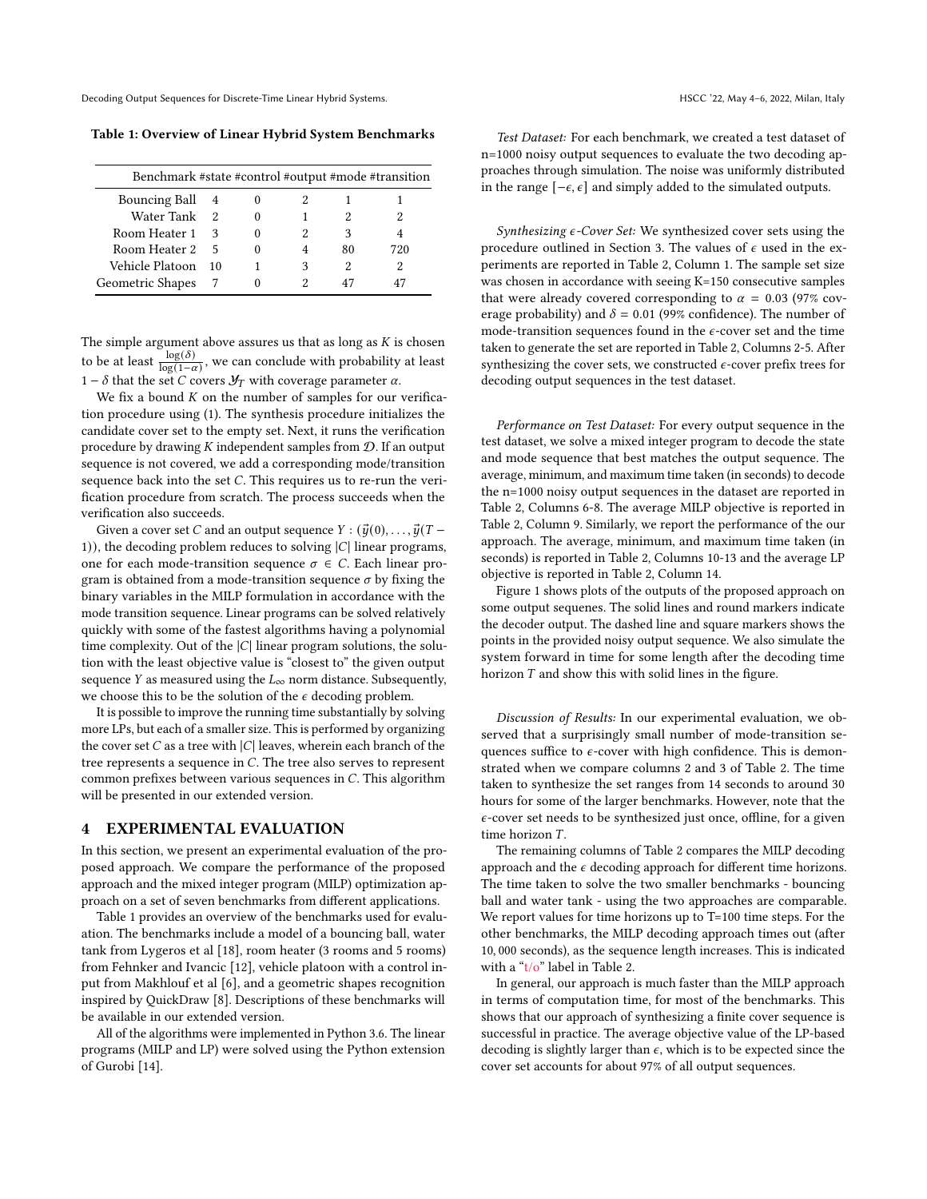**Table 1: Overview of Linear Hybrid System Benchmarks**

| Benchmark | #state | #control | #output | #mode | #transition |
|---|---|---|---|---|---|
| Bouncing Ball | 4 | 0 | 2 | 1 | 1 |
| Water Tank | 2 | 0 | 1 | 2 | 2 |
| Room Heater 1 | 3 | 0 | 2 | 3 | 4 |
| Room Heater 2 | 5 | 0 | 4 | 80 | 720 |
| Vehicle Platoon | 10 | 1 | 3 | 2 | 2 |
| Geometric Shapes | 7 | 0 | 2 | 47 | 47 |

The simple argument above assures us that as long as $K$ is chosen to be at least $\frac{\log(\delta)}{\log(1-\alpha)}$, we can conclude with probability at least $1 - \delta$ that the set $C$ covers $\mathcal{Y}_T$ with coverage parameter $\alpha$.

We fix a bound $K$ on the number of samples for our verification procedure using (1). The synthesis procedure initializes the candidate cover set to the empty set. Next, it runs the verification procedure by drawing $K$ independent samples from $\mathcal{D}$. If an output sequence is not covered, we add a corresponding mode/transition sequence back into the set $C$. This requires us to re-run the verification procedure from scratch. The process succeeds when the verification also succeeds.

Given a cover set $C$ and an output sequence $Y : (\vec{y}(0), \ldots, \vec{y}(T-1))$, the decoding problem reduces to solving $|C|$ linear programs, one for each mode-transition sequence $\sigma \in C$. Each linear program is obtained from a mode-transition sequence $\sigma$ by fixing the binary variables in the MILP formulation in accordance with the mode transition sequence. Linear programs can be solved relatively quickly with some of the fastest algorithms having a polynomial time complexity. Out of the $|C|$ linear program solutions, the solution with the least objective value is "closest to" the given output sequence $Y$ as measured using the $L_\infty$ norm distance. Subsequently, we choose this to be the solution of the $\epsilon$ decoding problem.

It is possible to improve the running time substantially by solving more LPs, but each of a smaller size. This is performed by organizing the cover set $C$ as a tree with $|C|$ leaves, wherein each branch of the tree represents a sequence in $C$. The tree also serves to represent common prefixes between various sequences in $C$. This algorithm will be presented in our extended version.

## 4 EXPERIMENTAL EVALUATION

In this section, we present an experimental evaluation of the proposed approach. We compare the performance of the proposed approach and the mixed integer program (MILP) optimization approach on a set of seven benchmarks from different applications.

Table 1 provides an overview of the benchmarks used for evaluation. The benchmarks include a model of a bouncing ball, water tank from Lygeros et al [18], room heater (3 rooms and 5 rooms) from Fehnker and Ivancic [12], vehicle platoon with a control input from Makhlouf et al [6], and a geometric shapes recognition inspired by QuickDraw [8]. Descriptions of these benchmarks will be available in our extended version.

All of the algorithms were implemented in Python 3.6. The linear programs (MILP and LP) were solved using the Python extension of Gurobi [14].

*Test Dataset:* For each benchmark, we created a test dataset of n=1000 noisy output sequences to evaluate the two decoding approaches through simulation. The noise was uniformly distributed in the range $[-\epsilon, \epsilon]$ and simply added to the simulated outputs.

*Synthesizing $\epsilon$-Cover Set:* We synthesized cover sets using the procedure outlined in Section 3. The values of $\epsilon$ used in the experiments are reported in Table 2, Column 1. The sample set size was chosen in accordance with seeing K=150 consecutive samples that were already covered corresponding to $\alpha = 0.03$ (97% coverage probability) and $\delta = 0.01$ (99% confidence). The number of mode-transition sequences found in the $\epsilon$-cover set and the time taken to generate the set are reported in Table 2, Columns 2-5. After synthesizing the cover sets, we constructed $\epsilon$-cover prefix trees for decoding output sequences in the test dataset.

*Performance on Test Dataset:* For every output sequence in the test dataset, we solve a mixed integer program to decode the state and mode sequence that best matches the output sequence. The average, minimum, and maximum time taken (in seconds) to decode the n=1000 noisy output sequences in the dataset are reported in Table 2, Columns 6-8. The average MILP objective is reported in Table 2, Column 9. Similarly, we report the performance of the our approach. The average, minimum, and maximum time taken (in seconds) is reported in Table 2, Columns 10-13 and the average LP objective is reported in Table 2, Column 14.

Figure 1 shows plots of the outputs of the proposed approach on some output sequenes. The solid lines and round markers indicate the decoder output. The dashed line and square markers shows the points in the provided noisy output sequence. We also simulate the system forward in time for some length after the decoding time horizon $T$ and show this with solid lines in the figure.

*Discussion of Results:* In our experimental evaluation, we observed that a surprisingly small number of mode-transition sequences suffice to $\epsilon$-cover with high confidence. This is demonstrated when we compare columns 2 and 3 of Table 2. The time taken to synthesize the set ranges from 14 seconds to around 30 hours for some of the larger benchmarks. However, note that the $\epsilon$-cover set needs to be synthesized just once, offline, for a given time horizon $T$.

The remaining columns of Table 2 compares the MILP decoding approach and the $\epsilon$ decoding approach for different time horizons. The time taken to solve the two smaller benchmarks - bouncing ball and water tank - using the two approaches are comparable. We report values for time horizons up to T=100 time steps. For the other benchmarks, the MILP decoding approach times out (after 10, 000 seconds), as the sequence length increases. This is indicated with a "t/o" label in Table 2.

In general, our approach is much faster than the MILP approach in terms of computation time, for most of the benchmarks. This shows that our approach of synthesizing a finite cover sequence is successful in practice. The average objective value of the LP-based decoding is slightly larger than $\epsilon$, which is to be expected since the cover set accounts for about 97% of all output sequences.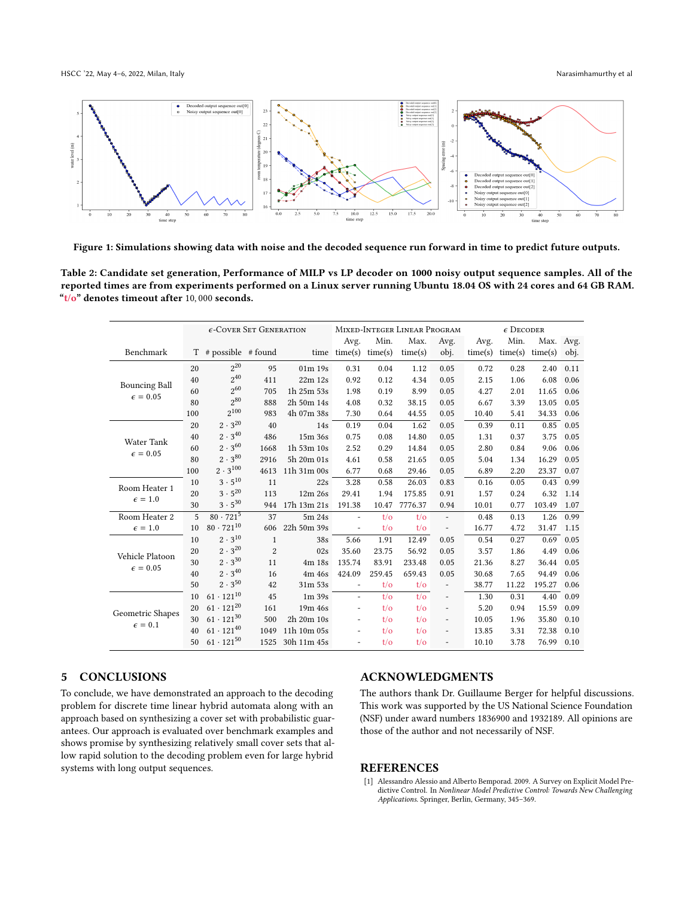Figure 1: Simulations showing data with noise and the decoded sequence run forward in time to predict future outputs.

**Table 2: Candidate set generation, Performance of MILP vs LP decoder on 1000 noisy output sequence samples. All of the reported times are from experiments performed on a Linux server running Ubuntu 18.04 OS with 24 cores and 64 GB RAM. "t/o" denotes timeout after 10,000 seconds.**

| Benchmark | T | $\epsilon$-Cover Set Generation: # possible | # found | time | Mixed-Integer Linear Program: Avg. time(s) | Min. time(s) | Max. time(s) | Avg. obj. | $\epsilon$ Decoder: Avg. time(s) | Min. time(s) | Max. time(s) | Avg. obj. |
|---|---|---|---|---|---|---|---|---|---|---|---|---|
| Bouncing Ball $\epsilon = 0.05$ | 20 | $2^{20}$ | 95 | 01m 19s | 0.31 | 0.04 | 1.12 | 0.05 | 0.72 | 0.28 | 2.40 | 0.11 |
| | 40 | $2^{40}$ | 411 | 22m 12s | 0.92 | 0.12 | 4.34 | 0.05 | 2.15 | 1.06 | 6.08 | 0.06 |
| | 60 | $2^{60}$ | 705 | 1h 25m 53s | 1.98 | 0.19 | 8.99 | 0.05 | 4.27 | 2.01 | 11.65 | 0.06 |
| | 80 | $2^{80}$ | 888 | 2h 50m 14s | 4.08 | 0.32 | 38.15 | 0.05 | 6.67 | 3.39 | 13.05 | 0.05 |
| | 100 | $2^{100}$ | 983 | 4h 07m 38s | 7.30 | 0.64 | 44.55 | 0.05 | 10.40 | 5.41 | 34.33 | 0.06 |
| Water Tank $\epsilon = 0.05$ | 20 | $2 \cdot 3^{20}$ | 40 | 14s | 0.19 | 0.04 | 1.62 | 0.05 | 0.39 | 0.11 | 0.85 | 0.05 |
| | 40 | $2 \cdot 3^{40}$ | 486 | 15m 36s | 0.75 | 0.08 | 14.80 | 0.05 | 1.31 | 0.37 | 3.75 | 0.05 |
| | 60 | $2 \cdot 3^{60}$ | 1668 | 1h 53m 10s | 2.52 | 0.29 | 14.84 | 0.05 | 2.80 | 0.84 | 9.06 | 0.06 |
| | 80 | $2 \cdot 3^{80}$ | 2916 | 5h 20m 01s | 4.61 | 0.58 | 21.65 | 0.05 | 5.04 | 1.34 | 16.29 | 0.05 |
| | 100 | $2 \cdot 3^{100}$ | 4613 | 11h 31m 00s | 6.77 | 0.68 | 29.46 | 0.05 | 6.89 | 2.20 | 23.37 | 0.07 |
| Room Heater 1 $\epsilon = 1.0$ | 10 | $3 \cdot 5^{10}$ | 11 | 22s | 3.28 | 0.58 | 26.03 | 0.83 | 0.16 | 0.05 | 0.43 | 0.99 |
| | 20 | $3 \cdot 5^{20}$ | 113 | 12m 26s | 29.41 | 1.94 | 175.85 | 0.91 | 1.57 | 0.24 | 6.32 | 1.14 |
| | 30 | $3 \cdot 5^{30}$ | 944 | 17h 13m 21s | 191.38 | 10.47 | 7776.37 | 0.94 | 10.01 | 0.77 | 103.49 | 1.07 |
| Room Heater 2 $\epsilon = 1.0$ | 5 | $80 \cdot 721^{5}$ | 37 | 5m 24s | - | t/o | t/o | - | 0.48 | 0.13 | 1.26 | 0.99 |
| | 10 | $80 \cdot 721^{10}$ | 606 | 22h 50m 39s | - | t/o | t/o | - | 16.77 | 4.72 | 31.47 | 1.15 |
| Vehicle Platoon $\epsilon = 0.05$ | 10 | $2 \cdot 3^{10}$ | 1 | 38s | 5.66 | 1.91 | 12.49 | 0.05 | 0.54 | 0.27 | 0.69 | 0.05 |
| | 20 | $2 \cdot 3^{20}$ | 2 | 02s | 35.60 | 23.75 | 56.92 | 0.05 | 3.57 | 1.86 | 4.49 | 0.06 |
| | 30 | $2 \cdot 3^{30}$ | 11 | 4m 18s | 135.74 | 83.91 | 233.48 | 0.05 | 21.36 | 8.27 | 36.44 | 0.05 |
| | 40 | $2 \cdot 3^{40}$ | 16 | 4m 46s | 424.09 | 259.45 | 659.43 | 0.05 | 30.68 | 7.65 | 94.49 | 0.06 |
| | 50 | $2 \cdot 3^{50}$ | 42 | 31m 53s | - | t/o | t/o | - | 38.77 | 11.22 | 195.27 | 0.06 |
| Geometric Shapes $\epsilon = 0.1$ | 10 | $61 \cdot 121^{10}$ | 45 | 1m 39s | - | t/o | t/o | - | 1.30 | 0.31 | 4.40 | 0.09 |
| | 20 | $61 \cdot 121^{20}$ | 161 | 19m 46s | - | t/o | t/o | - | 5.20 | 0.94 | 15.59 | 0.09 |
| | 30 | $61 \cdot 121^{30}$ | 500 | 2h 20m 10s | - | t/o | t/o | - | 10.05 | 1.96 | 35.80 | 0.10 |
| | 40 | $61 \cdot 121^{40}$ | 1049 | 11h 10m 05s | - | t/o | t/o | - | 13.85 | 3.31 | 72.38 | 0.10 |
| | 50 | $61 \cdot 121^{50}$ | 1525 | 30h 11m 45s | - | t/o | t/o | - | 10.10 | 3.78 | 76.99 | 0.10 |

## 5 CONCLUSIONS

To conclude, we have demonstrated an approach to the decoding problem for discrete time linear hybrid automata along with an approach based on synthesizing a cover set with probabilistic guarantees. Our approach is evaluated over benchmark examples and shows promise by synthesizing relatively small cover sets that allow rapid solution to the decoding problem even for large hybrid systems with long output sequences.

## ACKNOWLEDGMENTS

The authors thank Dr. Guillaume Berger for helpful discussions. This work was supported by the US National Science Foundation (NSF) under award numbers 1836900 and 1932189. All opinions are those of the author and not necessarily of NSF.

## REFERENCES

[1] Alessandro Alessio and Alberto Bemporad. 2009. A Survey on Explicit Model Predictive Control. In *Nonlinear Model Predictive Control: Towards New Challenging Applications*. Springer, Berlin, Germany, 345–369.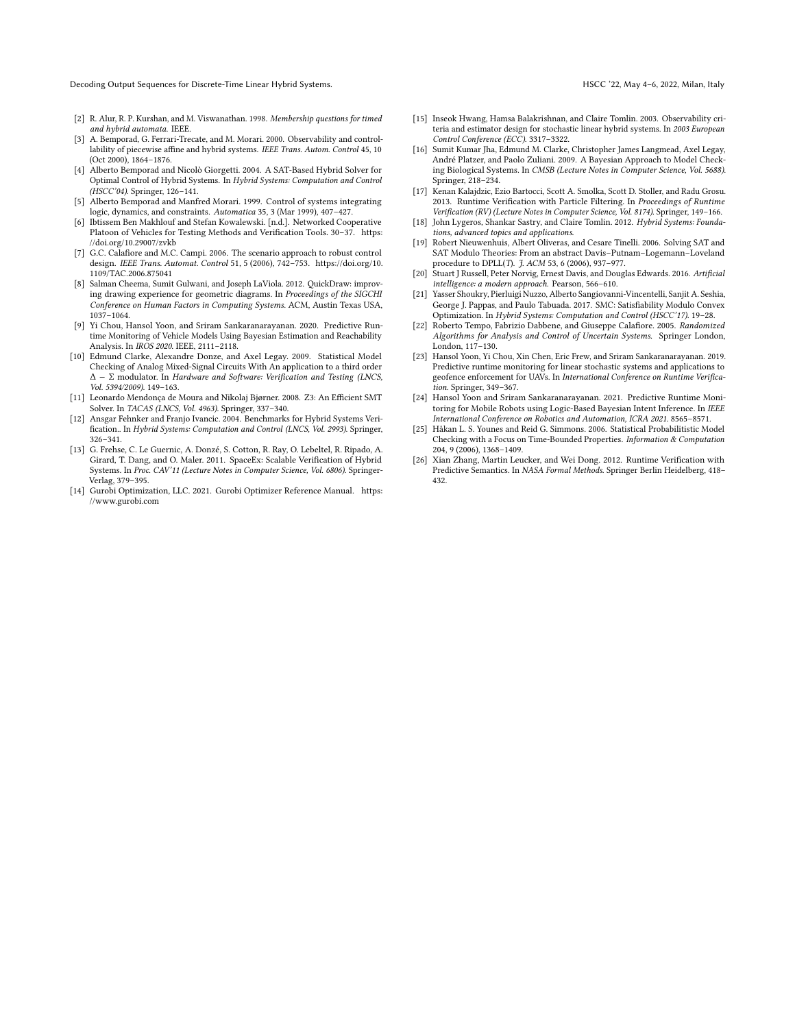- [2] R. Alur, R. P. Kurshan, and M. Viswanathan. 1998. *Membership questions for timed and hybrid automata.* IEEE.
- [3] A. Bemporad, G. Ferrari-Trecate, and M. Morari. 2000. Observability and controllability of piecewise affine and hybrid systems. *IEEE Trans. Autom. Control* 45, 10 (Oct 2000), 1864–1876.
- [4] Alberto Bemporad and Nicolò Giorgetti. 2004. A SAT-Based Hybrid Solver for Optimal Control of Hybrid Systems. In *Hybrid Systems: Computation and Control (HSCC'04)*. Springer, 126–141.
- [5] Alberto Bemporad and Manfred Morari. 1999. Control of systems integrating logic, dynamics, and constraints. *Automatica* 35, 3 (Mar 1999), 407–427.
- [6] Ibtissem Ben Makhlouf and Stefan Kowalewski. [n.d.]. Networked Cooperative Platoon of Vehicles for Testing Methods and Verification Tools. 30–37. https://doi.org/10.29007/zvkb
- [7] G.C. Calafiore and M.C. Campi. 2006. The scenario approach to robust control design. *IEEE Trans. Automat. Control* 51, 5 (2006), 742–753. https://doi.org/10.1109/TAC.2006.875041
- [8] Salman Cheema, Sumit Gulwani, and Joseph LaViola. 2012. QuickDraw: improving drawing experience for geometric diagrams. In *Proceedings of the SIGCHI Conference on Human Factors in Computing Systems*. ACM, Austin Texas USA, 1037–1064.
- [9] Yi Chou, Hansol Yoon, and Sriram Sankaranarayanan. 2020. Predictive Runtime Monitoring of Vehicle Models Using Bayesian Estimation and Reachability Analysis. In *IROS 2020*. IEEE, 2111–2118.
- [10] Edmund Clarke, Alexandre Donze, and Axel Legay. 2009. Statistical Model Checking of Analog Mixed-Signal Circuits With An application to a third order $\Delta - \Sigma$ modulator. In *Hardware and Software: Verification and Testing (LNCS, Vol. 5394/2009)*. 149–163.
- [11] Leonardo Mendonça de Moura and Nikolaj Bjørner. 2008. Z3: An Efficient SMT Solver. In *TACAS (LNCS, Vol. 4963)*. Springer, 337–340.
- [12] Ansgar Fehnker and Franjo Ivancic. 2004. Benchmarks for Hybrid Systems Verification.. In *Hybrid Systems: Computation and Control (LNCS, Vol. 2993)*. Springer, 326–341.
- [13] G. Frehse, C. Le Guernic, A. Donzé, S. Cotton, R. Ray, O. Lebeltel, R. Ripado, A. Girard, T. Dang, and O. Maler. 2011. SpaceEx: Scalable Verification of Hybrid Systems. In *Proc. CAV'11 (Lecture Notes in Computer Science, Vol. 6806)*. Springer-Verlag, 379–395.
- [14] Gurobi Optimization, LLC. 2021. Gurobi Optimizer Reference Manual. https://www.gurobi.com
- [15] Inseok Hwang, Hamsa Balakrishnan, and Claire Tomlin. 2003. Observability criteria and estimator design for stochastic linear hybrid systems. In *2003 European Control Conference (ECC)*. 3317–3322.
- [16] Sumit Kumar Jha, Edmund M. Clarke, Christopher James Langmead, Axel Legay, André Platzer, and Paolo Zuliani. 2009. A Bayesian Approach to Model Checking Biological Systems. In *CMSB (Lecture Notes in Computer Science, Vol. 5688)*. Springer, 218–234.
- [17] Kenan Kalajdzic, Ezio Bartocci, Scott A. Smolka, Scott D. Stoller, and Radu Grosu. 2013. Runtime Verification with Particle Filtering. In *Proceedings of Runtime Verification (RV) (Lecture Notes in Computer Science, Vol. 8174)*. Springer, 149–166.
- [18] John Lygeros, Shankar Sastry, and Claire Tomlin. 2012. *Hybrid Systems: Foundations, advanced topics and applications.*
- [19] Robert Nieuwenhuis, Albert Oliveras, and Cesare Tinelli. 2006. Solving SAT and SAT Modulo Theories: From an abstract Davis–Putnam–Logemann–Loveland procedure to DPLL(*T*). *J. ACM* 53, 6 (2006), 937–977.
- [20] Stuart J Russell, Peter Norvig, Ernest Davis, and Douglas Edwards. 2016. *Artificial intelligence: a modern approach.* Pearson, 566–610.
- [21] Yasser Shoukry, Pierluigi Nuzzo, Alberto Sangiovanni-Vincentelli, Sanjit A. Seshia, George J. Pappas, and Paulo Tabuada. 2017. SMC: Satisfiability Modulo Convex Optimization. In *Hybrid Systems: Computation and Control (HSCC'17)*. 19–28.
- [22] Roberto Tempo, Fabrizio Dabbene, and Giuseppe Calafiore. 2005. *Randomized Algorithms for Analysis and Control of Uncertain Systems.* Springer London, London, 117–130.
- [23] Hansol Yoon, Yi Chou, Xin Chen, Eric Frew, and Sriram Sankaranarayanan. 2019. Predictive runtime monitoring for linear stochastic systems and applications to geofence enforcement for UAVs. In *International Conference on Runtime Verification*. Springer, 349–367.
- [24] Hansol Yoon and Sriram Sankaranarayanan. 2021. Predictive Runtime Monitoring for Mobile Robots using Logic-Based Bayesian Intent Inference. In *IEEE International Conference on Robotics and Automation, ICRA 2021*. 8565–8571.
- [25] Håkan L. S. Younes and Reid G. Simmons. 2006. Statistical Probabilitistic Model Checking with a Focus on Time-Bounded Properties. *Information & Computation* 204, 9 (2006), 1368–1409.
- [26] Xian Zhang, Martin Leucker, and Wei Dong. 2012. Runtime Verification with Predictive Semantics. In *NASA Formal Methods*. Springer Berlin Heidelberg, 418–432.